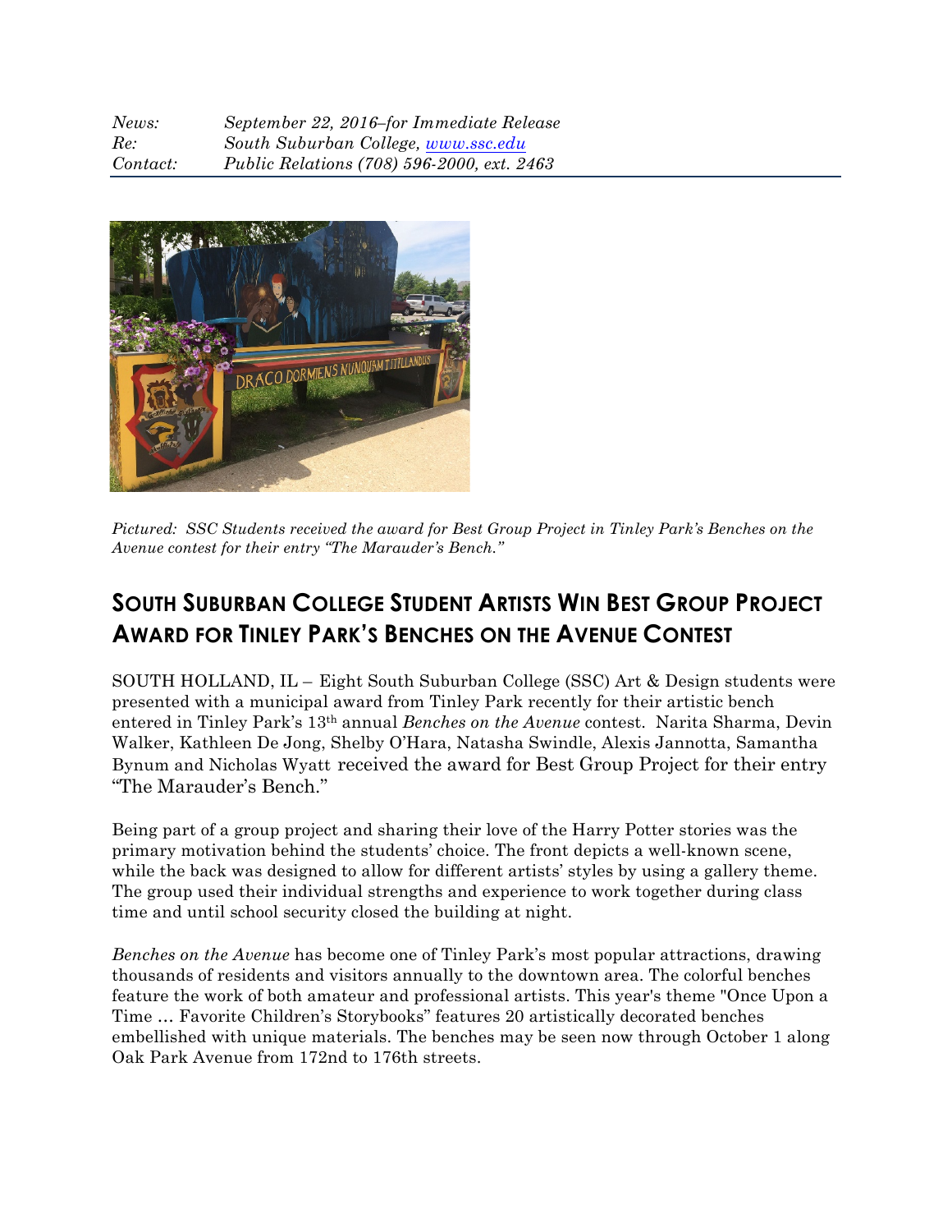*News:* *September 22, 2016–for Immediate Release*
*Re:* *South Suburban College, [www.ssc.edu](http://www.ssc.edu)*
*Contact:* *Public Relations (708) 596-2000, ext. 2463*

*Pictured: SSC Students received the award for Best Group Project in Tinley Park's Benches on the Avenue contest for their entry "The Marauder's Bench."*

# SOUTH SUBURBAN COLLEGE STUDENT ARTISTS WIN BEST GROUP PROJECT AWARD FOR TINLEY PARK'S BENCHES ON THE AVENUE CONTEST

SOUTH HOLLAND, IL – Eight South Suburban College (SSC) Art & Design students were presented with a municipal award from Tinley Park recently for their artistic bench entered in Tinley Park's 13th annual *Benches on the Avenue* contest. Narita Sharma, Devin Walker, Kathleen De Jong, Shelby O'Hara, Natasha Swindle, Alexis Jannotta, Samantha Bynum and Nicholas Wyatt received the award for Best Group Project for their entry "The Marauder's Bench."

Being part of a group project and sharing their love of the Harry Potter stories was the primary motivation behind the students' choice. The front depicts a well-known scene, while the back was designed to allow for different artists' styles by using a gallery theme. The group used their individual strengths and experience to work together during class time and until school security closed the building at night.

*Benches on the Avenue* has become one of Tinley Park's most popular attractions, drawing thousands of residents and visitors annually to the downtown area. The colorful benches feature the work of both amateur and professional artists. This year's theme "Once Upon a Time … Favorite Children's Storybooks" features 20 artistically decorated benches embellished with unique materials. The benches may be seen now through October 1 along Oak Park Avenue from 172nd to 176th streets.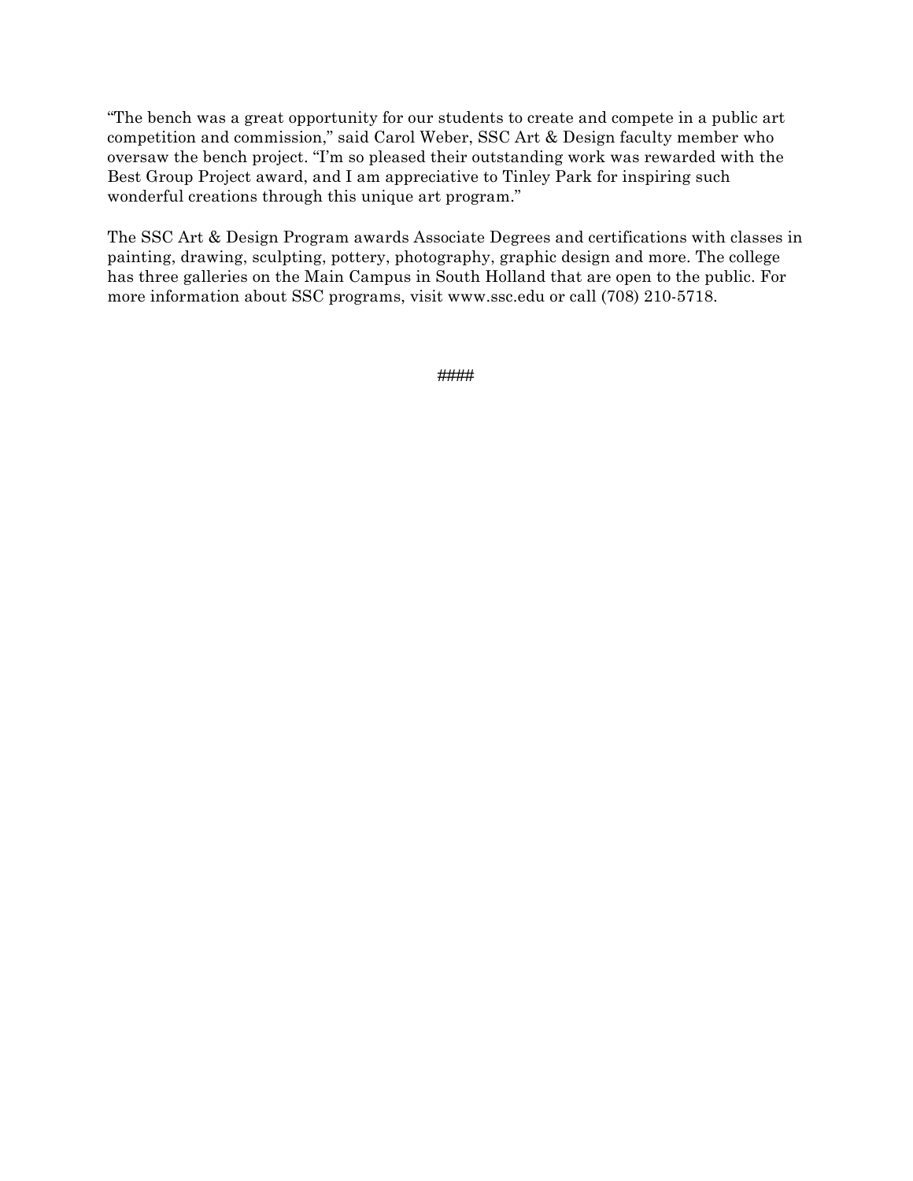"The bench was a great opportunity for our students to create and compete in a public art competition and commission," said Carol Weber, SSC Art & Design faculty member who oversaw the bench project. "I'm so pleased their outstanding work was rewarded with the Best Group Project award, and I am appreciative to Tinley Park for inspiring such wonderful creations through this unique art program."

The SSC Art & Design Program awards Associate Degrees and certifications with classes in painting, drawing, sculpting, pottery, photography, graphic design and more. The college has three galleries on the Main Campus in South Holland that are open to the public. For more information about SSC programs, visit www.ssc.edu or call (708) 210-5718.

####